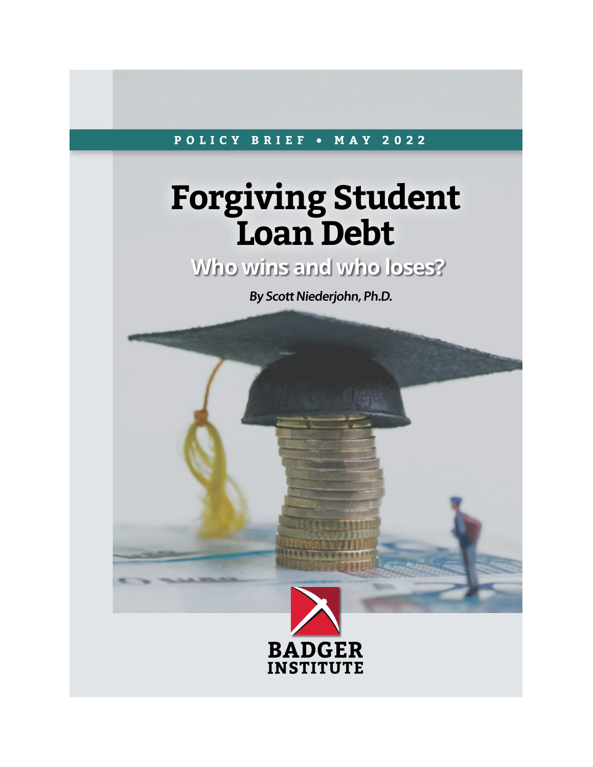POLICY BRIEF • MAY 2022

# Forgiving Student Loan Debt

## Who wins and who loses?

*By Scott Niederjohn, Ph.D.*

BADGER INSTITUTE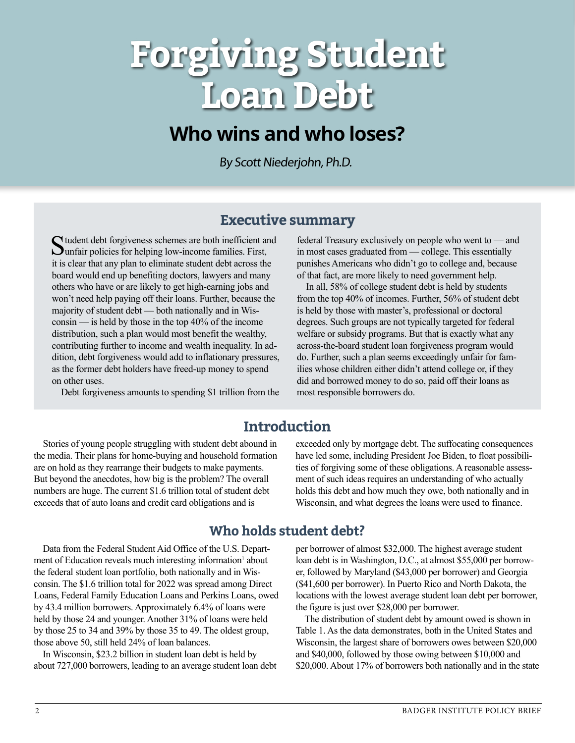# Forgiving Student Loan Debt

## Who wins and who loses?

*By Scott Niederjohn, Ph.D.*

## Executive summary

Student debt forgiveness schemes are both inefficient and unfair policies for helping low-income families. First, it is clear that any plan to eliminate student debt across the board would end up benefiting doctors, lawyers and many others who have or are likely to get high-earning jobs and won't need help paying off their loans. Further, because the majority of student debt — both nationally and in Wisconsin — is held by those in the top 40% of the income distribution, such a plan would most benefit the wealthy, contributing further to income and wealth inequality. In addition, debt forgiveness would add to inflationary pressures, as the former debt holders have freed-up money to spend on other uses.

Debt forgiveness amounts to spending $1 trillion from the federal Treasury exclusively on people who went to — and in most cases graduated from — college. This essentially punishes Americans who didn't go to college and, because of that fact, are more likely to need government help.

In all, 58% of college student debt is held by students from the top 40% of incomes. Further, 56% of student debt is held by those with master's, professional or doctoral degrees. Such groups are not typically targeted for federal welfare or subsidy programs. But that is exactly what any across-the-board student loan forgiveness program would do. Further, such a plan seems exceedingly unfair for families whose children either didn't attend college or, if they did and borrowed money to do so, paid off their loans as most responsible borrowers do.

## Introduction

Stories of young people struggling with student debt abound in the media. Their plans for home-buying and household formation are on hold as they rearrange their budgets to make payments. But beyond the anecdotes, how big is the problem? The overall numbers are huge. The current $1.6 trillion total of student debt exceeds that of auto loans and credit card obligations and is exceeded only by mortgage debt. The suffocating consequences have led some, including President Joe Biden, to float possibilities of forgiving some of these obligations. A reasonable assessment of such ideas requires an understanding of who actually holds this debt and how much they owe, both nationally and in Wisconsin, and what degrees the loans were used to finance.

## Who holds student debt?

Data from the Federal Student Aid Office of the U.S. Department of Education reveals much interesting information[1] about the federal student loan portfolio, both nationally and in Wisconsin. The $1.6 trillion total for 2022 was spread among Direct Loans, Federal Family Education Loans and Perkins Loans, owed by 43.4 million borrowers. Approximately 6.4% of loans were held by those 24 and younger. Another 31% of loans were held by those 25 to 34 and 39% by those 35 to 49. The oldest group, those above 50, still held 24% of loan balances.

In Wisconsin, $23.2 billion in student loan debt is held by about 727,000 borrowers, leading to an average student loan debt per borrower of almost $32,000. The highest average student loan debt is in Washington, D.C., at almost $55,000 per borrower, followed by Maryland ($43,000 per borrower) and Georgia ($41,600 per borrower). In Puerto Rico and North Dakota, the locations with the lowest average student loan debt per borrower, the figure is just over $28,000 per borrower.

The distribution of student debt by amount owed is shown in Table 1. As the data demonstrates, both in the United States and Wisconsin, the largest share of borrowers owes between $20,000 and $40,000, followed by those owing between $10,000 and $20,000. About 17% of borrowers both nationally and in the state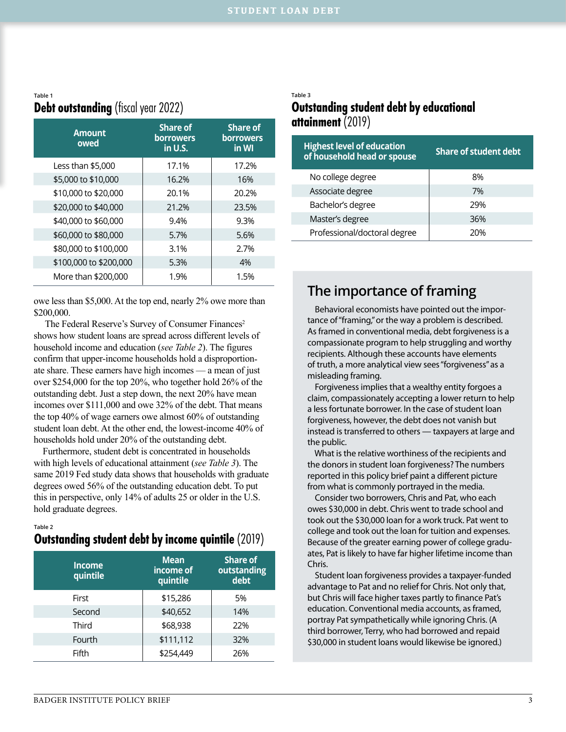Table 1

**Debt outstanding** (fiscal year 2022)

| Amount owed | Share of borrowers in U.S. | Share of borrowers in WI |
|---|---|---|
| Less than $5,000 | 17.1% | 17.2% |
| $5,000 to $10,000 | 16.2% | 16% |
| $10,000 to $20,000 | 20.1% | 20.2% |
| $20,000 to $40,000 | 21.2% | 23.5% |
| $40,000 to $60,000 | 9.4% | 9.3% |
| $60,000 to $80,000 | 5.7% | 5.6% |
| $80,000 to $100,000 | 3.1% | 2.7% |
| $100,000 to $200,000 | 5.3% | 4% |
| More than $200,000 | 1.9% | 1.5% |

owe less than $5,000. At the top end, nearly 2% owe more than $200,000.

The Federal Reserve's Survey of Consumer Finances[2] shows how student loans are spread across different levels of household income and education (*see Table 2*). The figures confirm that upper-income households hold a disproportionate share. These earners have high incomes — a mean of just over $254,000 for the top 20%, who together hold 26% of the outstanding debt. Just a step down, the next 20% have mean incomes over $111,000 and owe 32% of the debt. That means the top 40% of wage earners owe almost 60% of outstanding student loan debt. At the other end, the lowest-income 40% of households hold under 20% of the outstanding debt.

Furthermore, student debt is concentrated in households with high levels of educational attainment (*see Table 3*). The same 2019 Fed study data shows that households with graduate degrees owed 56% of the outstanding education debt. To put this in perspective, only 14% of adults 25 or older in the U.S. hold graduate degrees.

Table 2

**Outstanding student debt by income quintile** (2019)

| Income quintile | Mean income of quintile | Share of outstanding debt |
|---|---|---|
| First | $15,286 | 5% |
| Second | $40,652 | 14% |
| Third | $68,938 | 22% |
| Fourth | $111,112 | 32% |
| Fifth | $254,449 | 26% |

Table 3

**Outstanding student debt by educational attainment** (2019)

| Highest level of education of household head or spouse | Share of student debt |
|---|---|
| No college degree | 8% |
| Associate degree | 7% |
| Bachelor's degree | 29% |
| Master's degree | 36% |
| Professional/doctoral degree | 20% |

## The importance of framing

Behavioral economists have pointed out the importance of "framing," or the way a problem is described. As framed in conventional media, debt forgiveness is a compassionate program to help struggling and worthy recipients. Although these accounts have elements of truth, a more analytical view sees "forgiveness" as a misleading framing.

Forgiveness implies that a wealthy entity forgoes a claim, compassionately accepting a lower return to help a less fortunate borrower. In the case of student loan forgiveness, however, the debt does not vanish but instead is transferred to others — taxpayers at large and the public.

What is the relative worthiness of the recipients and the donors in student loan forgiveness? The numbers reported in this policy brief paint a different picture from what is commonly portrayed in the media.

Consider two borrowers, Chris and Pat, who each owes $30,000 in debt. Chris went to trade school and took out the $30,000 loan for a work truck. Pat went to college and took out the loan for tuition and expenses. Because of the greater earning power of college graduates, Pat is likely to have far higher lifetime income than Chris.

Student loan forgiveness provides a taxpayer-funded advantage to Pat and no relief for Chris. Not only that, but Chris will face higher taxes partly to finance Pat's education. Conventional media accounts, as framed, portray Pat sympathetically while ignoring Chris. (A third borrower, Terry, who had borrowed and repaid $30,000 in student loans would likewise be ignored.)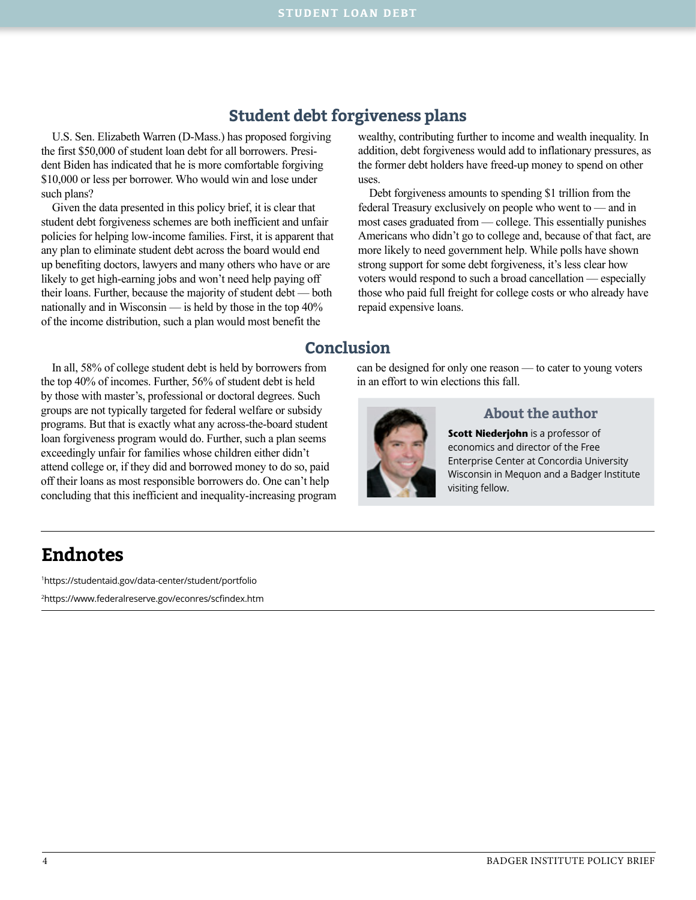## Student debt forgiveness plans

U.S. Sen. Elizabeth Warren (D-Mass.) has proposed forgiving the first $50,000 of student loan debt for all borrowers. President Biden has indicated that he is more comfortable forgiving $10,000 or less per borrower. Who would win and lose under such plans?

Given the data presented in this policy brief, it is clear that student debt forgiveness schemes are both inefficient and unfair policies for helping low-income families. First, it is apparent that any plan to eliminate student debt across the board would end up benefiting doctors, lawyers and many others who have or are likely to get high-earning jobs and won't need help paying off their loans. Further, because the majority of student debt — both nationally and in Wisconsin — is held by those in the top 40% of the income distribution, such a plan would most benefit the wealthy, contributing further to income and wealth inequality. In addition, debt forgiveness would add to inflationary pressures, as the former debt holders have freed-up money to spend on other uses.

Debt forgiveness amounts to spending $1 trillion from the federal Treasury exclusively on people who went to — and in most cases graduated from — college. This essentially punishes Americans who didn't go to college and, because of that fact, are more likely to need government help. While polls have shown strong support for some debt forgiveness, it's less clear how voters would respond to such a broad cancellation — especially those who paid full freight for college costs or who already have repaid expensive loans.

## Conclusion

In all, 58% of college student debt is held by borrowers from the top 40% of incomes. Further, 56% of student debt is held by those with master's, professional or doctoral degrees. Such groups are not typically targeted for federal welfare or subsidy programs. But that is exactly what any across-the-board student loan forgiveness program would do. Further, such a plan seems exceedingly unfair for families whose children either didn't attend college or, if they did and borrowed money to do so, paid off their loans as most responsible borrowers do. One can't help concluding that this inefficient and inequality-increasing program can be designed for only one reason — to cater to young voters in an effort to win elections this fall.

### About the author

**Scott Niederjohn** is a professor of economics and director of the Free Enterprise Center at Concordia University Wisconsin in Mequon and a Badger Institute visiting fellow.

## Endnotes

[1]https://studentaid.gov/data-center/student/portfolio

[2]https://www.federalreserve.gov/econres/scfindex.htm